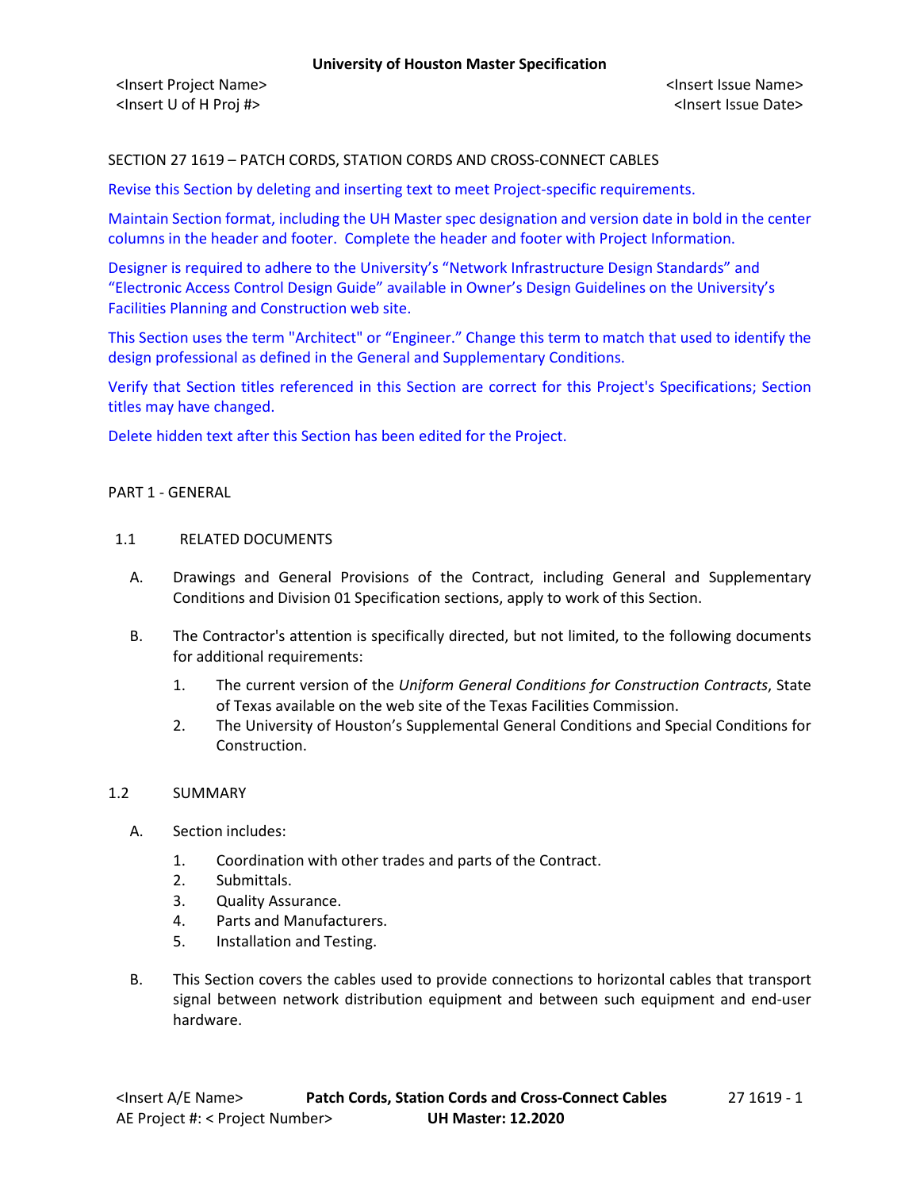SECTION 27 1619 – PATCH CORDS, STATION CORDS AND CROSS-CONNECT CABLES

Revise this Section by deleting and inserting text to meet Project-specific requirements.

Maintain Section format, including the UH Master spec designation and version date in bold in the center columns in the header and footer. Complete the header and footer with Project Information.

Designer is required to adhere to the University's "Network Infrastructure Design Standards" and "Electronic Access Control Design Guide" available in Owner's Design Guidelines on the University's Facilities Planning and Construction web site.

This Section uses the term "Architect" or "Engineer." Change this term to match that used to identify the design professional as defined in the General and Supplementary Conditions.

Verify that Section titles referenced in this Section are correct for this Project's Specifications; Section titles may have changed.

Delete hidden text after this Section has been edited for the Project.

## PART 1 - GENERAL

### 1.1 RELATED DOCUMENTS

A. Drawings and General Provisions of the Contract, including General and Supplementary Conditions and Division 01 Specification sections, apply to work of this Section.

B. The Contractor's attention is specifically directed, but not limited, to the following documents for additional requirements:

1. The current version of the *Uniform General Conditions for Construction Contracts*, State of Texas available on the web site of the Texas Facilities Commission.
2. The University of Houston's Supplemental General Conditions and Special Conditions for Construction.

### 1.2 SUMMARY

A. Section includes:

1. Coordination with other trades and parts of the Contract.
2. Submittals.
3. Quality Assurance.
4. Parts and Manufacturers.
5. Installation and Testing.

B. This Section covers the cables used to provide connections to horizontal cables that transport signal between network distribution equipment and between such equipment and end-user hardware.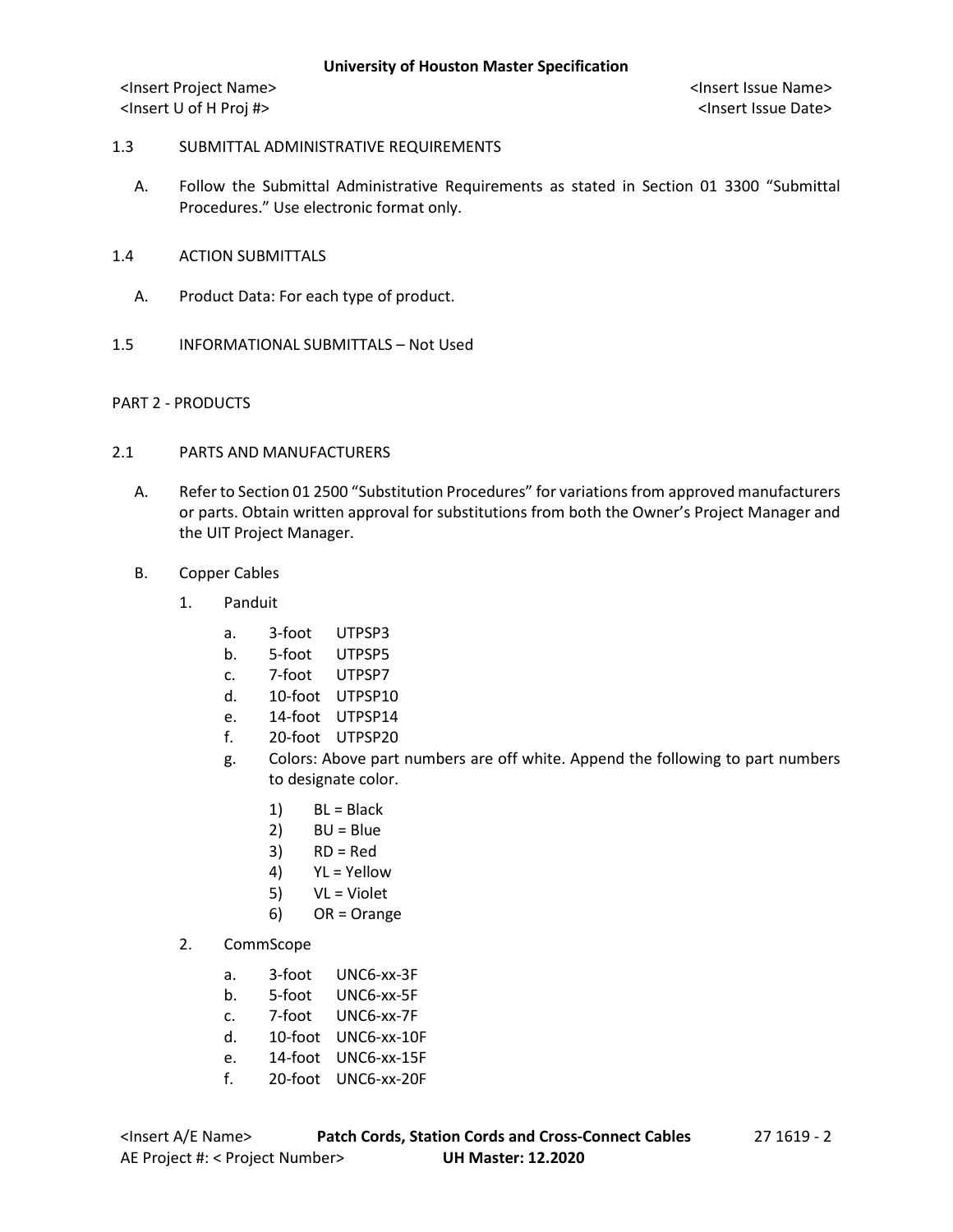## 1.3 SUBMITTAL ADMINISTRATIVE REQUIREMENTS

A. Follow the Submittal Administrative Requirements as stated in Section 01 3300 "Submittal Procedures." Use electronic format only.

## 1.4 ACTION SUBMITTALS

A. Product Data: For each type of product.

## 1.5 INFORMATIONAL SUBMITTALS – Not Used

# PART 2 - PRODUCTS

## 2.1 PARTS AND MANUFACTURERS

A. Refer to Section 01 2500 "Substitution Procedures" for variations from approved manufacturers or parts. Obtain written approval for substitutions from both the Owner's Project Manager and the UIT Project Manager.

B. Copper Cables

1. Panduit
   - a. 3-foot UTPSP3
   - b. 5-foot UTPSP5
   - c. 7-foot UTPSP7
   - d. 10-foot UTPSP10
   - e. 14-foot UTPSP14
   - f. 20-foot UTPSP20
   - g. Colors: Above part numbers are off white. Append the following to part numbers to designate color.
     - 1) BL = Black
     - 2) BU = Blue
     - 3) RD = Red
     - 4) YL = Yellow
     - 5) VL = Violet
     - 6) OR = Orange
2. CommScope
   - a. 3-foot UNC6-xx-3F
   - b. 5-foot UNC6-xx-5F
   - c. 7-foot UNC6-xx-7F
   - d. 10-foot UNC6-xx-10F
   - e. 14-foot UNC6-xx-15F
   - f. 20-foot UNC6-xx-20F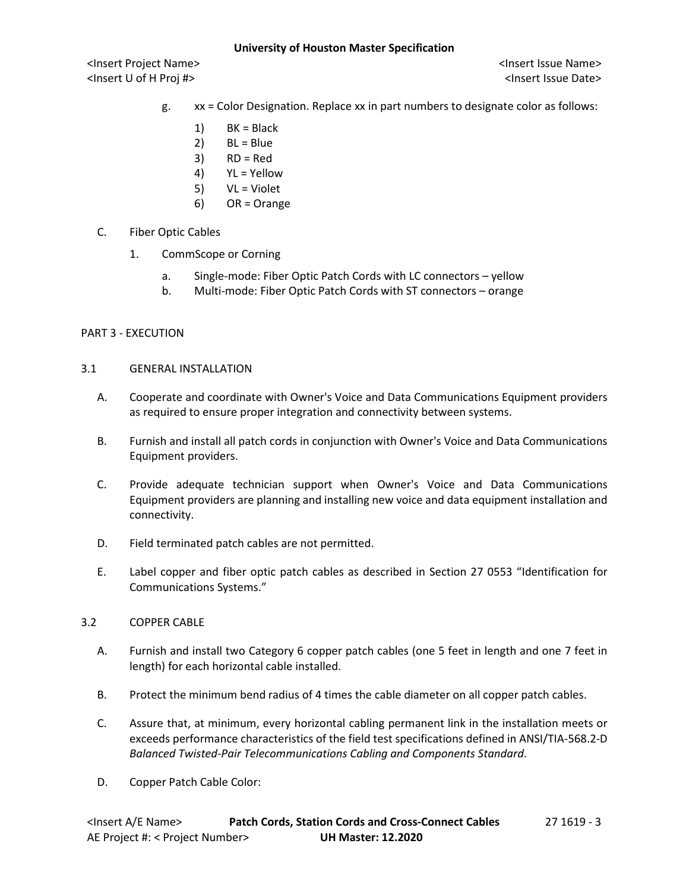g. xx = Color Designation. Replace xx in part numbers to designate color as follows:

1) BK = Black
2) BL = Blue
3) RD = Red
4) YL = Yellow
5) VL = Violet
6) OR = Orange

C. Fiber Optic Cables

1. CommScope or Corning

a. Single-mode: Fiber Optic Patch Cords with LC connectors – yellow
b. Multi-mode: Fiber Optic Patch Cords with ST connectors – orange

## PART 3 - EXECUTION

### 3.1 GENERAL INSTALLATION

A. Cooperate and coordinate with Owner's Voice and Data Communications Equipment providers as required to ensure proper integration and connectivity between systems.

B. Furnish and install all patch cords in conjunction with Owner's Voice and Data Communications Equipment providers.

C. Provide adequate technician support when Owner's Voice and Data Communications Equipment providers are planning and installing new voice and data equipment installation and connectivity.

D. Field terminated patch cables are not permitted.

E. Label copper and fiber optic patch cables as described in Section 27 0553 "Identification for Communications Systems."

### 3.2 COPPER CABLE

A. Furnish and install two Category 6 copper patch cables (one 5 feet in length and one 7 feet in length) for each horizontal cable installed.

B. Protect the minimum bend radius of 4 times the cable diameter on all copper patch cables.

C. Assure that, at minimum, every horizontal cabling permanent link in the installation meets or exceeds performance characteristics of the field test specifications defined in ANSI/TIA-568.2-D *Balanced Twisted-Pair Telecommunications Cabling and Components Standard*.

D. Copper Patch Cable Color: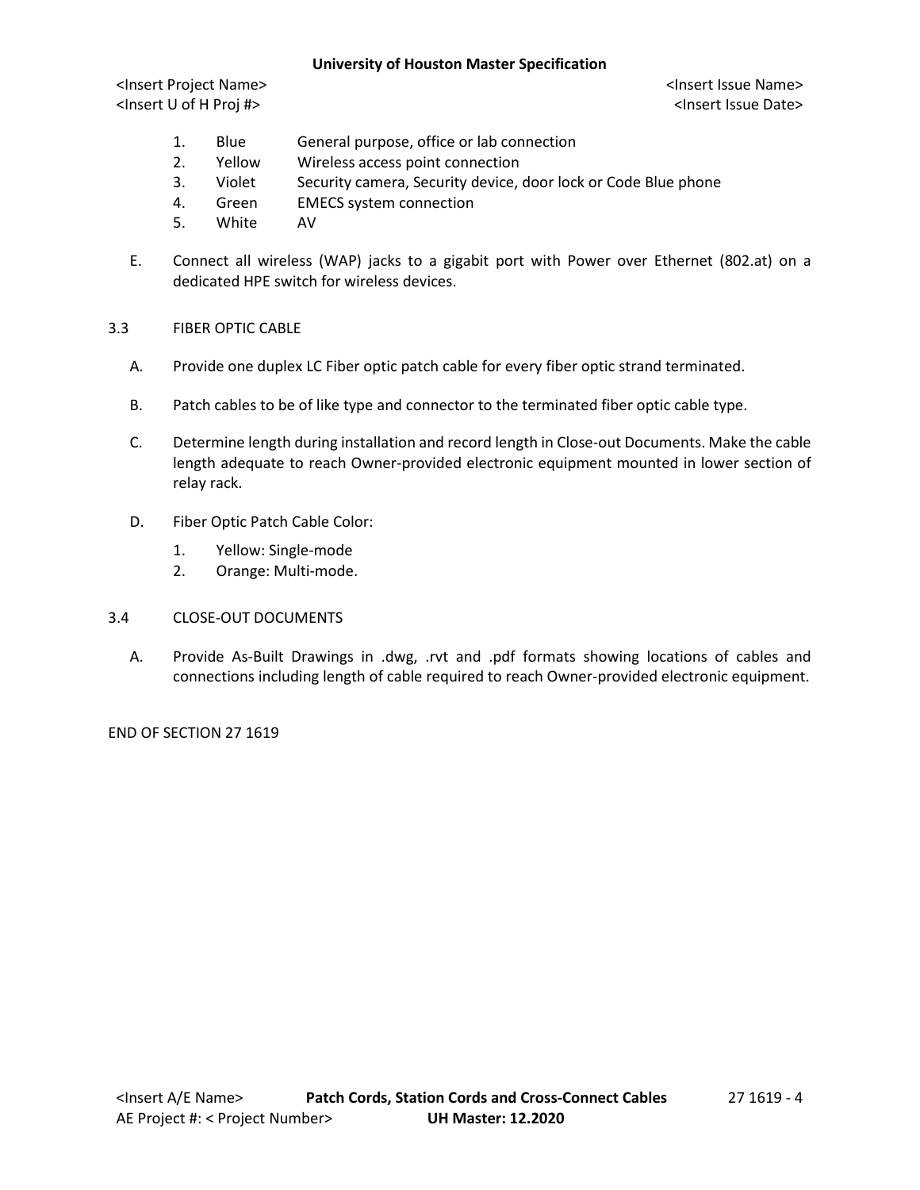1. Blue General purpose, office or lab connection
2. Yellow Wireless access point connection
3. Violet Security camera, Security device, door lock or Code Blue phone
4. Green EMECS system connection
5. White AV

E. Connect all wireless (WAP) jacks to a gigabit port with Power over Ethernet (802.at) on a dedicated HPE switch for wireless devices.

## 3.3 FIBER OPTIC CABLE

A. Provide one duplex LC Fiber optic patch cable for every fiber optic strand terminated.

B. Patch cables to be of like type and connector to the terminated fiber optic cable type.

C. Determine length during installation and record length in Close-out Documents. Make the cable length adequate to reach Owner-provided electronic equipment mounted in lower section of relay rack.

D. Fiber Optic Patch Cable Color:

1. Yellow: Single-mode
2. Orange: Multi-mode.

## 3.4 CLOSE-OUT DOCUMENTS

A. Provide As-Built Drawings in .dwg, .rvt and .pdf formats showing locations of cables and connections including length of cable required to reach Owner-provided electronic equipment.

END OF SECTION 27 1619